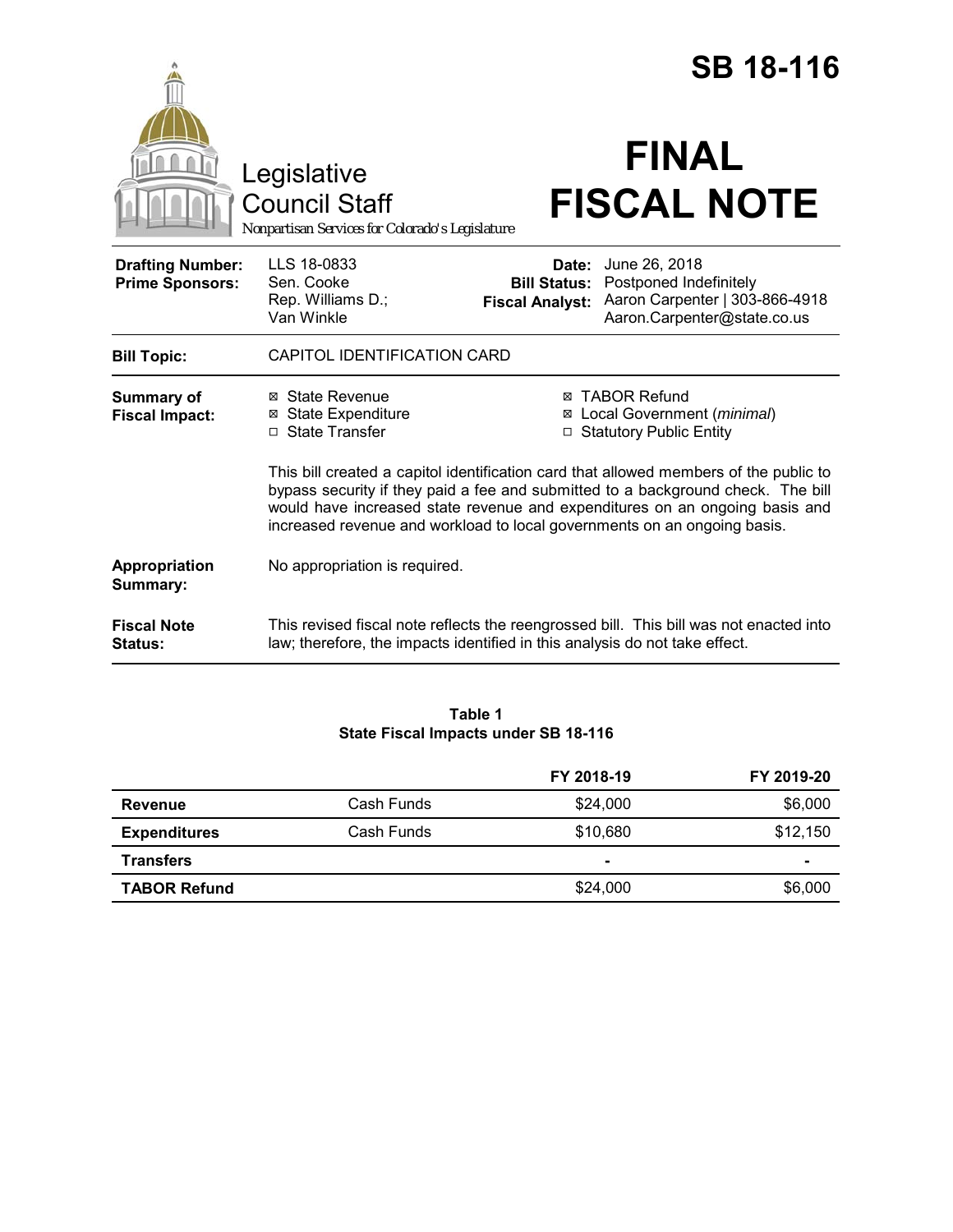# SB 18-116

Legislative Council Staff

*Nonpartisan Services for Colorado's Legislature*

# FINAL FISCAL NOTE

| | | | |
|---|---|---|---|
| **Drafting Number:** | LLS 18-0833 | **Date:** | June 26, 2018 |
| **Prime Sponsors:** | Sen. Cooke<br>Rep. Williams D.; Van Winkle | **Bill Status:** | Postponed Indefinitely |
| | | **Fiscal Analyst:** | Aaron Carpenter \| 303-866-4918<br>Aaron.Carpenter@state.co.us |

**Bill Topic:** CAPITOL IDENTIFICATION CARD

**Summary of Fiscal Impact:**

- ☒ State Revenue
- ☒ State Expenditure
- ☐ State Transfer
- ☒ TABOR Refund
- ☒ Local Government (*minimal*)
- ☐ Statutory Public Entity

This bill created a capitol identification card that allowed members of the public to bypass security if they paid a fee and submitted to a background check. The bill would have increased state revenue and expenditures on an ongoing basis and increased revenue and workload to local governments on an ongoing basis.

**Appropriation Summary:** No appropriation is required.

**Fiscal Note Status:** This revised fiscal note reflects the reengrossed bill. This bill was not enacted into law; therefore, the impacts identified in this analysis do not take effect.

**Table 1**
**State Fiscal Impacts under SB 18-116**

| | | FY 2018-19 | FY 2019-20 |
|---|---|---|---|
| **Revenue** | Cash Funds | $24,000 | $6,000 |
| **Expenditures** | Cash Funds | $10,680 | $12,150 |
| **Transfers** | | - | - |
| **TABOR Refund** | | $24,000 | $6,000 |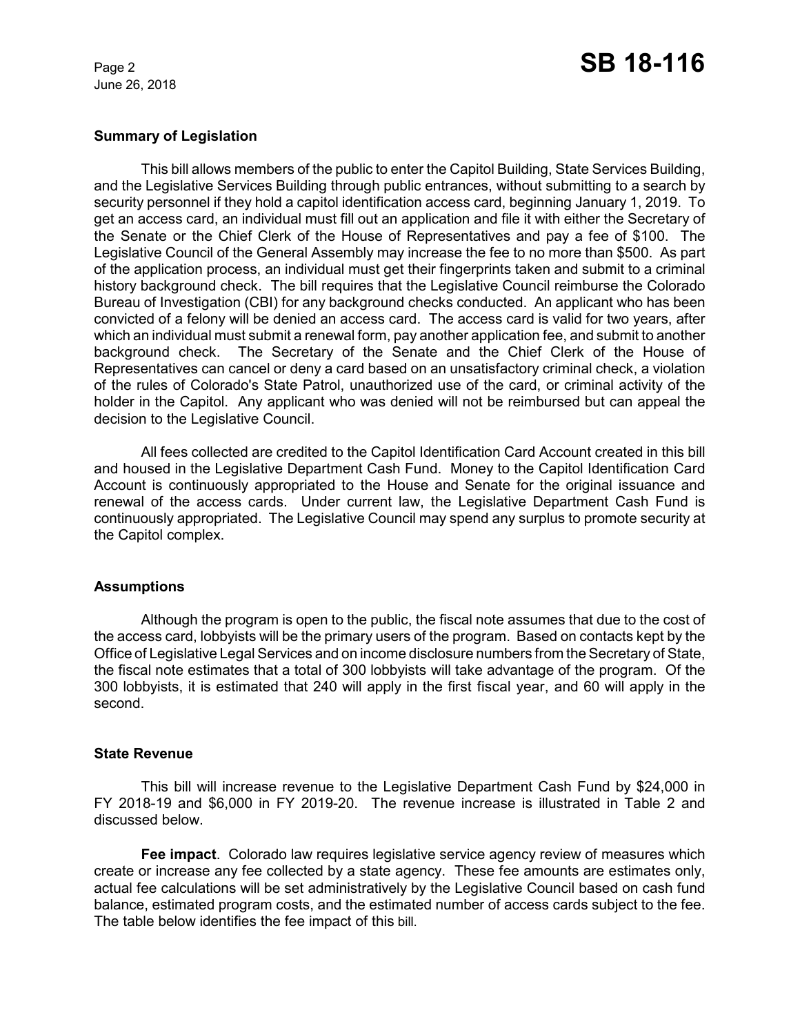## Summary of Legislation

This bill allows members of the public to enter the Capitol Building, State Services Building, and the Legislative Services Building through public entrances, without submitting to a search by security personnel if they hold a capitol identification access card, beginning January 1, 2019. To get an access card, an individual must fill out an application and file it with either the Secretary of the Senate or the Chief Clerk of the House of Representatives and pay a fee of $100. The Legislative Council of the General Assembly may increase the fee to no more than $500. As part of the application process, an individual must get their fingerprints taken and submit to a criminal history background check. The bill requires that the Legislative Council reimburse the Colorado Bureau of Investigation (CBI) for any background checks conducted. An applicant who has been convicted of a felony will be denied an access card. The access card is valid for two years, after which an individual must submit a renewal form, pay another application fee, and submit to another background check. The Secretary of the Senate and the Chief Clerk of the House of Representatives can cancel or deny a card based on an unsatisfactory criminal check, a violation of the rules of Colorado's State Patrol, unauthorized use of the card, or criminal activity of the holder in the Capitol. Any applicant who was denied will not be reimbursed but can appeal the decision to the Legislative Council.

All fees collected are credited to the Capitol Identification Card Account created in this bill and housed in the Legislative Department Cash Fund. Money to the Capitol Identification Card Account is continuously appropriated to the House and Senate for the original issuance and renewal of the access cards. Under current law, the Legislative Department Cash Fund is continuously appropriated. The Legislative Council may spend any surplus to promote security at the Capitol complex.

## Assumptions

Although the program is open to the public, the fiscal note assumes that due to the cost of the access card, lobbyists will be the primary users of the program. Based on contacts kept by the Office of Legislative Legal Services and on income disclosure numbers from the Secretary of State, the fiscal note estimates that a total of 300 lobbyists will take advantage of the program. Of the 300 lobbyists, it is estimated that 240 will apply in the first fiscal year, and 60 will apply in the second.

## State Revenue

This bill will increase revenue to the Legislative Department Cash Fund by $24,000 in FY 2018-19 and $6,000 in FY 2019-20. The revenue increase is illustrated in Table 2 and discussed below.

**Fee impact**. Colorado law requires legislative service agency review of measures which create or increase any fee collected by a state agency. These fee amounts are estimates only, actual fee calculations will be set administratively by the Legislative Council based on cash fund balance, estimated program costs, and the estimated number of access cards subject to the fee. The table below identifies the fee impact of this bill.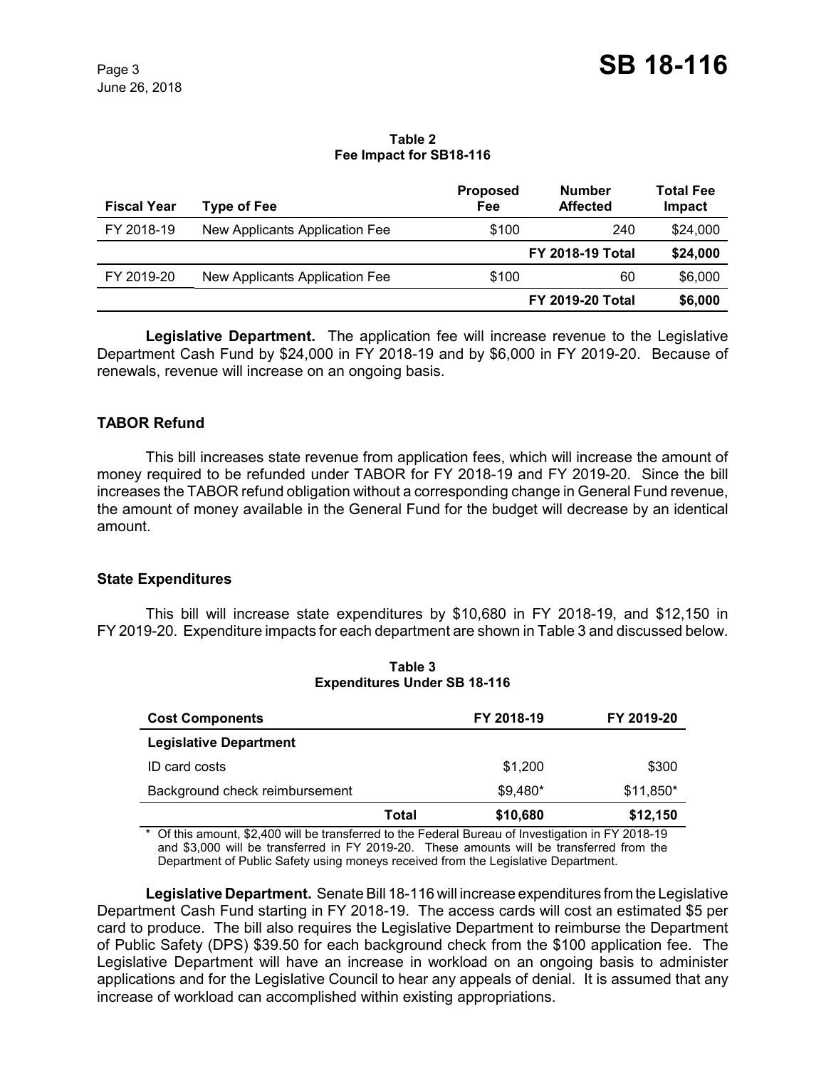**Table 2**
**Fee Impact for SB18-116**

| Fiscal Year | Type of Fee | Proposed Fee | Number Affected | Total Fee Impact |
|---|---|---|---|---|
| FY 2018-19 | New Applicants Application Fee | $100 | 240 | $24,000 |
| | | | **FY 2018-19 Total** | **$24,000** |
| FY 2019-20 | New Applicants Application Fee | $100 | 60 | $6,000 |
| | | | **FY 2019-20 Total** | **$6,000** |

**Legislative Department.** The application fee will increase revenue to the Legislative Department Cash Fund by $24,000 in FY 2018-19 and by $6,000 in FY 2019-20. Because of renewals, revenue will increase on an ongoing basis.

### TABOR Refund

This bill increases state revenue from application fees, which will increase the amount of money required to be refunded under TABOR for FY 2018-19 and FY 2019-20. Since the bill increases the TABOR refund obligation without a corresponding change in General Fund revenue, the amount of money available in the General Fund for the budget will decrease by an identical amount.

### State Expenditures

This bill will increase state expenditures by $10,680 in FY 2018-19, and $12,150 in FY 2019-20. Expenditure impacts for each department are shown in Table 3 and discussed below.

**Table 3**
**Expenditures Under SB 18-116**

| Cost Components | FY 2018-19 | FY 2019-20 |
|---|---|---|
| **Legislative Department** | | |
| ID card costs | $1,200 | $300 |
| Background check reimbursement | $9,480* | $11,850* |
| **Total** | **$10,680** | **$12,150** |

\* Of this amount, $2,400 will be transferred to the Federal Bureau of Investigation in FY 2018-19 and $3,000 will be transferred in FY 2019-20. These amounts will be transferred from the Department of Public Safety using moneys received from the Legislative Department.

**Legislative Department.** Senate Bill 18-116 will increase expenditures from the Legislative Department Cash Fund starting in FY 2018-19. The access cards will cost an estimated $5 per card to produce. The bill also requires the Legislative Department to reimburse the Department of Public Safety (DPS) $39.50 for each background check from the $100 application fee. The Legislative Department will have an increase in workload on an ongoing basis to administer applications and for the Legislative Council to hear any appeals of denial. It is assumed that any increase of workload can accomplished within existing appropriations.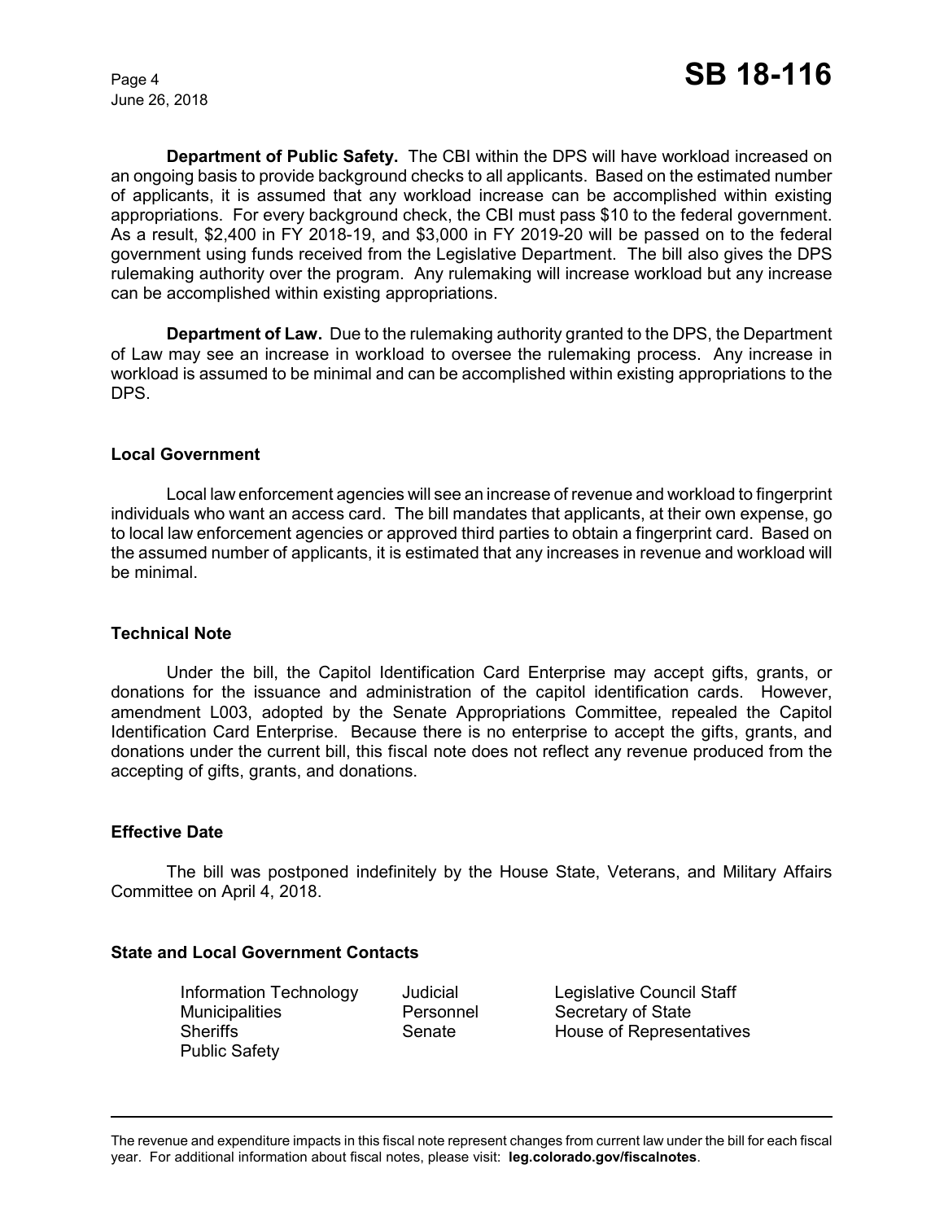**Department of Public Safety.** The CBI within the DPS will have workload increased on an ongoing basis to provide background checks to all applicants. Based on the estimated number of applicants, it is assumed that any workload increase can be accomplished within existing appropriations. For every background check, the CBI must pass $10 to the federal government. As a result, $2,400 in FY 2018-19, and $3,000 in FY 2019-20 will be passed on to the federal government using funds received from the Legislative Department. The bill also gives the DPS rulemaking authority over the program. Any rulemaking will increase workload but any increase can be accomplished within existing appropriations.

**Department of Law.** Due to the rulemaking authority granted to the DPS, the Department of Law may see an increase in workload to oversee the rulemaking process. Any increase in workload is assumed to be minimal and can be accomplished within existing appropriations to the DPS.

### Local Government

Local law enforcement agencies will see an increase of revenue and workload to fingerprint individuals who want an access card. The bill mandates that applicants, at their own expense, go to local law enforcement agencies or approved third parties to obtain a fingerprint card. Based on the assumed number of applicants, it is estimated that any increases in revenue and workload will be minimal.

### Technical Note

Under the bill, the Capitol Identification Card Enterprise may accept gifts, grants, or donations for the issuance and administration of the capitol identification cards. However, amendment L003, adopted by the Senate Appropriations Committee, repealed the Capitol Identification Card Enterprise. Because there is no enterprise to accept the gifts, grants, and donations under the current bill, this fiscal note does not reflect any revenue produced from the accepting of gifts, grants, and donations.

### Effective Date

The bill was postponed indefinitely by the House State, Veterans, and Military Affairs Committee on April 4, 2018.

### State and Local Government Contacts

| | | |
|---|---|---|
| Information Technology | Judicial | Legislative Council Staff |
| Municipalities | Personnel | Secretary of State |
| Sheriffs | Senate | House of Representatives |
| Public Safety | | |

The revenue and expenditure impacts in this fiscal note represent changes from current law under the bill for each fiscal year. For additional information about fiscal notes, please visit: **leg.colorado.gov/fiscalnotes**.